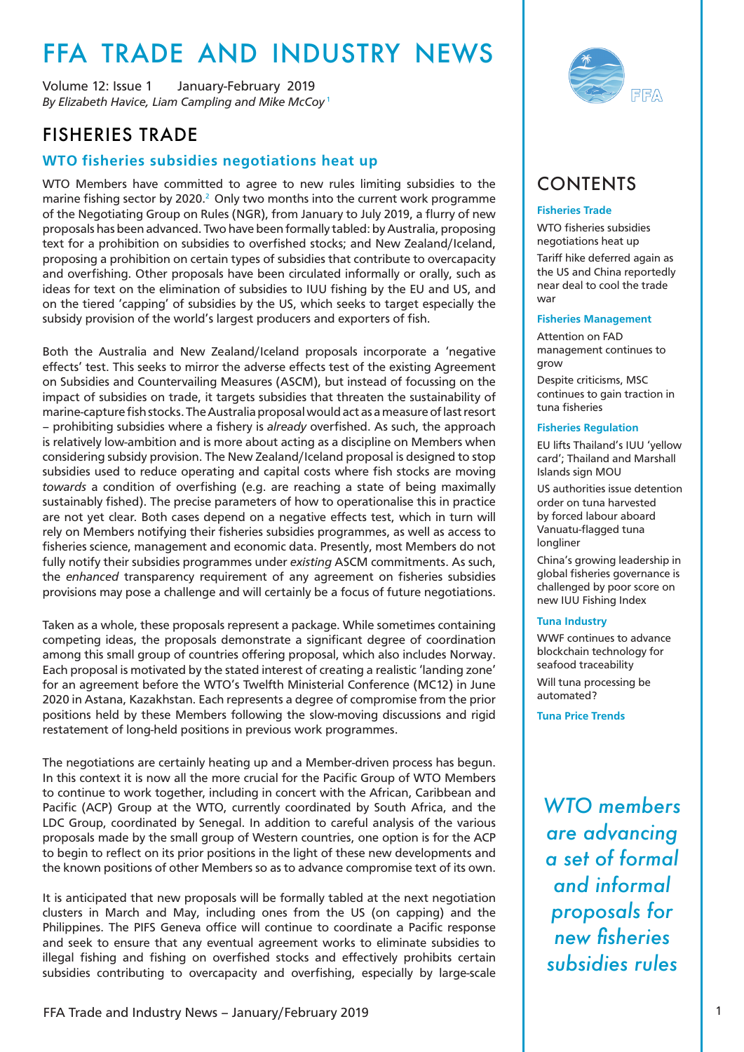# FFA TRADE AND INDUSTRY NEWS

Volume 12: Issue 1 January-February 2019

*By Elizabeth Havice, Liam Campling and Mike McCoy*[1]

## CONTENTS

**Fisheries Trade**

WTO fisheries subsidies negotiations heat up

Tariff hike deferred again as the US and China reportedly near deal to cool the trade war

**Fisheries Management**

Attention on FAD management continues to grow

Despite criticisms, MSC continues to gain traction in tuna fisheries

**Fisheries Regulation**

EU lifts Thailand's IUU 'yellow card'; Thailand and Marshall Islands sign MOU

US authorities issue detention order on tuna harvested by forced labour aboard Vanuatu-flagged tuna longliner

China's growing leadership in global fisheries governance is challenged by poor score on new IUU Fishing Index

**Tuna Industry**

WWF continues to advance blockchain technology for seafood traceability

Will tuna processing be automated?

**Tuna Price Trends**

## FISHERIES TRADE

### WTO fisheries subsidies negotiations heat up

WTO Members have committed to agree to new rules limiting subsidies to the marine fishing sector by 2020.[2] Only two months into the current work programme of the Negotiating Group on Rules (NGR), from January to July 2019, a flurry of new proposals has been advanced. Two have been formally tabled: by Australia, proposing text for a prohibition on subsidies to overfished stocks; and New Zealand/Iceland, proposing a prohibition on certain types of subsidies that contribute to overcapacity and overfishing. Other proposals have been circulated informally or orally, such as ideas for text on the elimination of subsidies to IUU fishing by the EU and US, and on the tiered 'capping' of subsidies by the US, which seeks to target especially the subsidy provision of the world's largest producers and exporters of fish.

Both the Australia and New Zealand/Iceland proposals incorporate a 'negative effects' test. This seeks to mirror the adverse effects test of the existing Agreement on Subsidies and Countervailing Measures (ASCM), but instead of focussing on the impact of subsidies on trade, it targets subsidies that threaten the sustainability of marine-capture fish stocks. The Australia proposal would act as a measure of last resort – prohibiting subsidies where a fishery is *already* overfished. As such, the approach is relatively low-ambition and is more about acting as a discipline on Members when considering subsidy provision. The New Zealand/Iceland proposal is designed to stop subsidies used to reduce operating and capital costs where fish stocks are moving *towards* a condition of overfishing (e.g. are reaching a state of being maximally sustainably fished). The precise parameters of how to operationalise this in practice are not yet clear. Both cases depend on a negative effects test, which in turn will rely on Members notifying their fisheries subsidies programmes, as well as access to fisheries science, management and economic data. Presently, most Members do not fully notify their subsidies programmes under *existing* ASCM commitments. As such, the *enhanced* transparency requirement of any agreement on fisheries subsidies provisions may pose a challenge and will certainly be a focus of future negotiations.

Taken as a whole, these proposals represent a package. While sometimes containing competing ideas, the proposals demonstrate a significant degree of coordination among this small group of countries offering proposal, which also includes Norway. Each proposal is motivated by the stated interest of creating a realistic 'landing zone' for an agreement before the WTO's Twelfth Ministerial Conference (MC12) in June 2020 in Astana, Kazakhstan. Each represents a degree of compromise from the prior positions held by these Members following the slow-moving discussions and rigid restatement of long-held positions in previous work programmes.

*WTO members are advancing a set of formal and informal proposals for new fisheries subsidies rules*

The negotiations are certainly heating up and a Member-driven process has begun. In this context it is now all the more crucial for the Pacific Group of WTO Members to continue to work together, including in concert with the African, Caribbean and Pacific (ACP) Group at the WTO, currently coordinated by South Africa, and the LDC Group, coordinated by Senegal. In addition to careful analysis of the various proposals made by the small group of Western countries, one option is for the ACP to begin to reflect on its prior positions in the light of these new developments and the known positions of other Members so as to advance compromise text of its own.

It is anticipated that new proposals will be formally tabled at the next negotiation clusters in March and May, including ones from the US (on capping) and the Philippines. The PIFS Geneva office will continue to coordinate a Pacific response and seek to ensure that any eventual agreement works to eliminate subsidies to illegal fishing and fishing on overfished stocks and effectively prohibits certain subsidies contributing to overcapacity and overfishing, especially by large-scale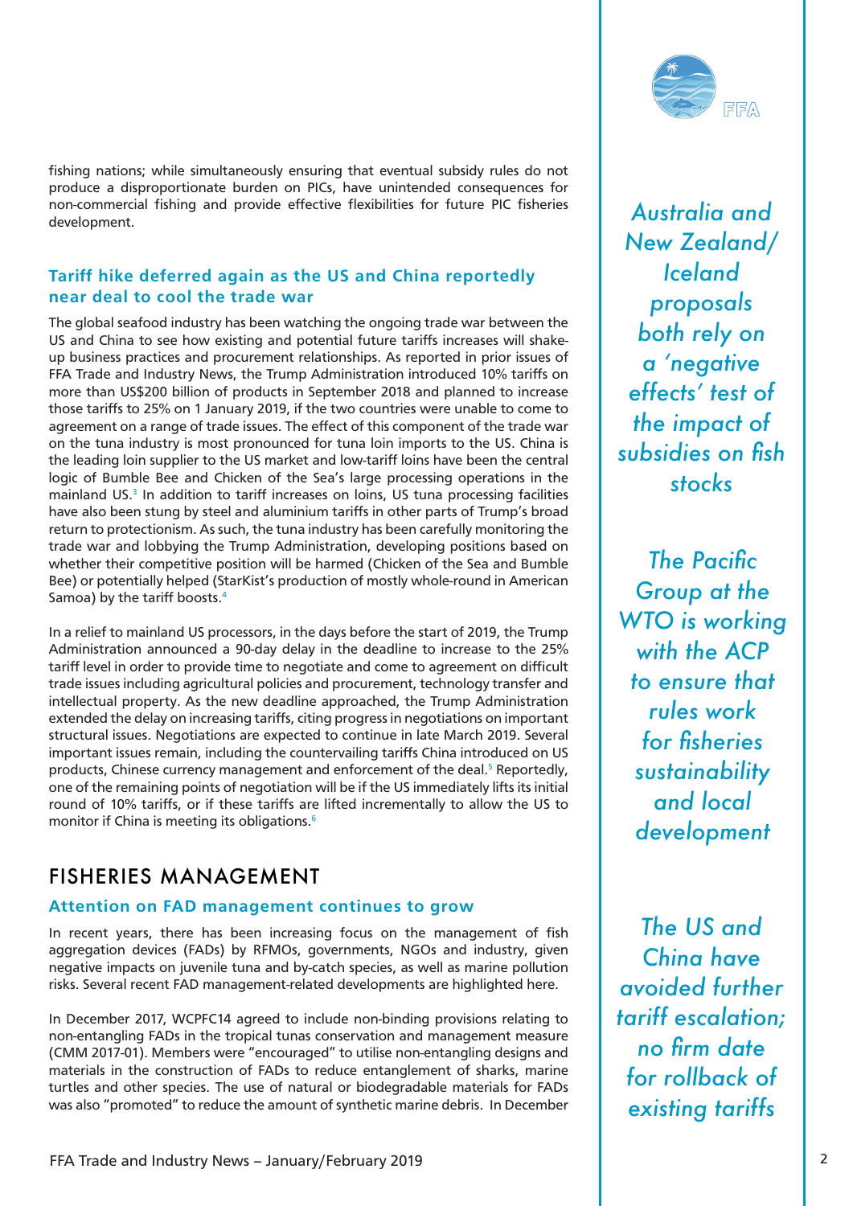fishing nations; while simultaneously ensuring that eventual subsidy rules do not produce a disproportionate burden on PICs, have unintended consequences for non-commercial fishing and provide effective flexibilities for future PIC fisheries development.

### Tariff hike deferred again as the US and China reportedly near deal to cool the trade war

The global seafood industry has been watching the ongoing trade war between the US and China to see how existing and potential future tariffs increases will shake-up business practices and procurement relationships. As reported in prior issues of FFA Trade and Industry News, the Trump Administration introduced 10% tariffs on more than US$200 billion of products in September 2018 and planned to increase those tariffs to 25% on 1 January 2019, if the two countries were unable to come to agreement on a range of trade issues. The effect of this component of the trade war on the tuna industry is most pronounced for tuna loin imports to the US. China is the leading loin supplier to the US market and low-tariff loins have been the central logic of Bumble Bee and Chicken of the Sea's large processing operations in the mainland US.[3] In addition to tariff increases on loins, US tuna processing facilities have also been stung by steel and aluminium tariffs in other parts of Trump's broad return to protectionism. As such, the tuna industry has been carefully monitoring the trade war and lobbying the Trump Administration, developing positions based on whether their competitive position will be harmed (Chicken of the Sea and Bumble Bee) or potentially helped (StarKist's production of mostly whole-round in American Samoa) by the tariff boosts.[4]

In a relief to mainland US processors, in the days before the start of 2019, the Trump Administration announced a 90-day delay in the deadline to increase to the 25% tariff level in order to provide time to negotiate and come to agreement on difficult trade issues including agricultural policies and procurement, technology transfer and intellectual property. As the new deadline approached, the Trump Administration extended the delay on increasing tariffs, citing progress in negotiations on important structural issues. Negotiations are expected to continue in late March 2019. Several important issues remain, including the countervailing tariffs China introduced on US products, Chinese currency management and enforcement of the deal.[5] Reportedly, one of the remaining points of negotiation will be if the US immediately lifts its initial round of 10% tariffs, or if these tariffs are lifted incrementally to allow the US to monitor if China is meeting its obligations.[6]

## FISHERIES MANAGEMENT

### Attention on FAD management continues to grow

In recent years, there has been increasing focus on the management of fish aggregation devices (FADs) by RFMOs, governments, NGOs and industry, given negative impacts on juvenile tuna and by-catch species, as well as marine pollution risks. Several recent FAD management-related developments are highlighted here.

In December 2017, WCPFC14 agreed to include non-binding provisions relating to non-entangling FADs in the tropical tunas conservation and management measure (CMM 2017-01). Members were "encouraged" to utilise non-entangling designs and materials in the construction of FADs to reduce entanglement of sharks, marine turtles and other species. The use of natural or biodegradable materials for FADs was also "promoted" to reduce the amount of synthetic marine debris. In December

*Australia and New Zealand/Iceland proposals both rely on a 'negative effects' test of the impact of subsidies on fish stocks*

*The Pacific Group at the WTO is working with the ACP to ensure that rules work for fisheries sustainability and local development*

*The US and China have avoided further tariff escalation; no firm date for rollback of existing tariffs*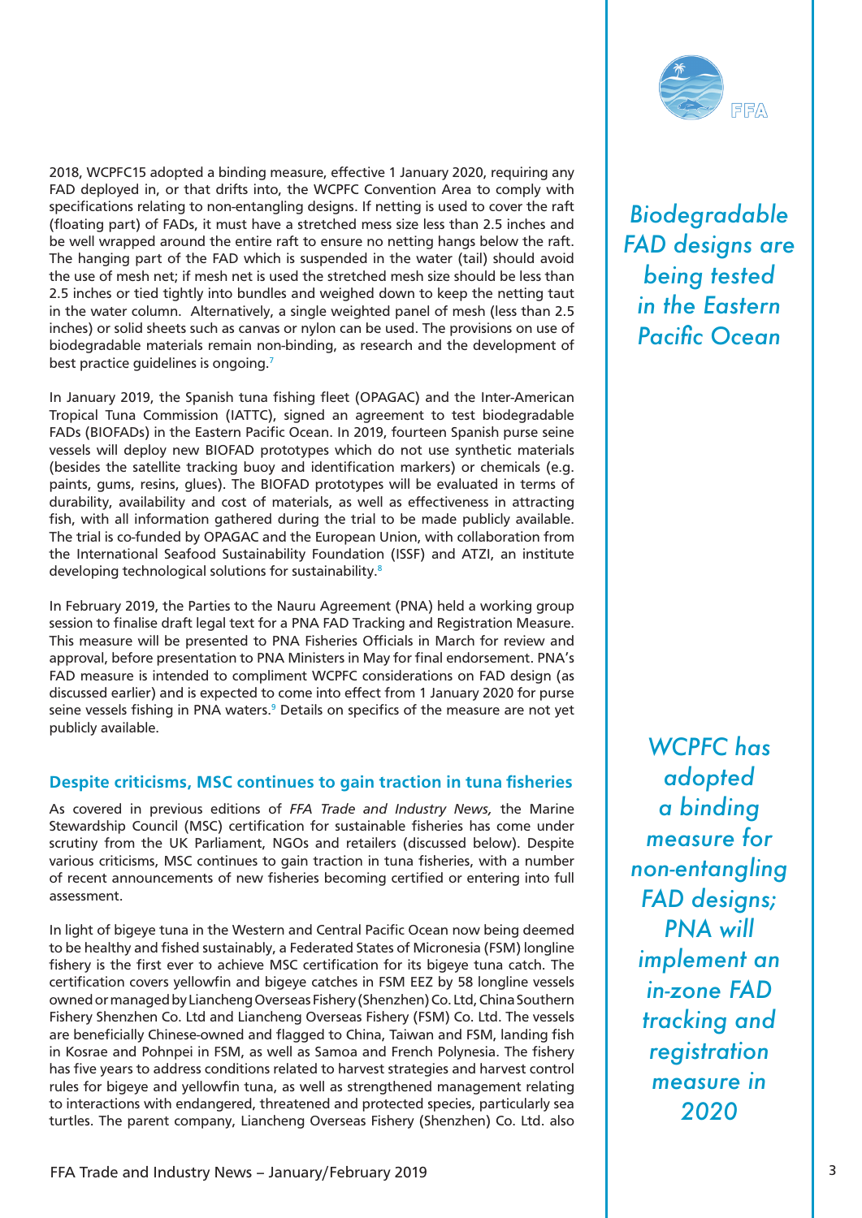2018, WCPFC15 adopted a binding measure, effective 1 January 2020, requiring any FAD deployed in, or that drifts into, the WCPFC Convention Area to comply with specifications relating to non-entangling designs. If netting is used to cover the raft (floating part) of FADs, it must have a stretched mess size less than 2.5 inches and be well wrapped around the entire raft to ensure no netting hangs below the raft. The hanging part of the FAD which is suspended in the water (tail) should avoid the use of mesh net; if mesh net is used the stretched mesh size should be less than 2.5 inches or tied tightly into bundles and weighed down to keep the netting taut in the water column. Alternatively, a single weighted panel of mesh (less than 2.5 inches) or solid sheets such as canvas or nylon can be used. The provisions on use of biodegradable materials remain non-binding, as research and the development of best practice guidelines is ongoing.[7]

*Biodegradable FAD designs are being tested in the Eastern Pacific Ocean*

In January 2019, the Spanish tuna fishing fleet (OPAGAC) and the Inter-American Tropical Tuna Commission (IATTC), signed an agreement to test biodegradable FADs (BIOFADs) in the Eastern Pacific Ocean. In 2019, fourteen Spanish purse seine vessels will deploy new BIOFAD prototypes which do not use synthetic materials (besides the satellite tracking buoy and identification markers) or chemicals (e.g. paints, gums, resins, glues). The BIOFAD prototypes will be evaluated in terms of durability, availability and cost of materials, as well as effectiveness in attracting fish, with all information gathered during the trial to be made publicly available. The trial is co-funded by OPAGAC and the European Union, with collaboration from the International Seafood Sustainability Foundation (ISSF) and ATZI, an institute developing technological solutions for sustainability.[8]

In February 2019, the Parties to the Nauru Agreement (PNA) held a working group session to finalise draft legal text for a PNA FAD Tracking and Registration Measure. This measure will be presented to PNA Fisheries Officials in March for review and approval, before presentation to PNA Ministers in May for final endorsement. PNA's FAD measure is intended to compliment WCPFC considerations on FAD design (as discussed earlier) and is expected to come into effect from 1 January 2020 for purse seine vessels fishing in PNA waters.[9] Details on specifics of the measure are not yet publicly available.

*WCPFC has adopted a binding measure for non-entangling FAD designs; PNA will implement an in-zone FAD tracking and registration measure in 2020*

## Despite criticisms, MSC continues to gain traction in tuna fisheries

As covered in previous editions of *FFA Trade and Industry News,* the Marine Stewardship Council (MSC) certification for sustainable fisheries has come under scrutiny from the UK Parliament, NGOs and retailers (discussed below). Despite various criticisms, MSC continues to gain traction in tuna fisheries, with a number of recent announcements of new fisheries becoming certified or entering into full assessment.

In light of bigeye tuna in the Western and Central Pacific Ocean now being deemed to be healthy and fished sustainably, a Federated States of Micronesia (FSM) longline fishery is the first ever to achieve MSC certification for its bigeye tuna catch. The certification covers yellowfin and bigeye catches in FSM EEZ by 58 longline vessels owned or managed by Liancheng Overseas Fishery (Shenzhen) Co. Ltd, China Southern Fishery Shenzhen Co. Ltd and Liancheng Overseas Fishery (FSM) Co. Ltd. The vessels are beneficially Chinese-owned and flagged to China, Taiwan and FSM, landing fish in Kosrae and Pohnpei in FSM, as well as Samoa and French Polynesia. The fishery has five years to address conditions related to harvest strategies and harvest control rules for bigeye and yellowfin tuna, as well as strengthened management relating to interactions with endangered, threatened and protected species, particularly sea turtles. The parent company, Liancheng Overseas Fishery (Shenzhen) Co. Ltd. also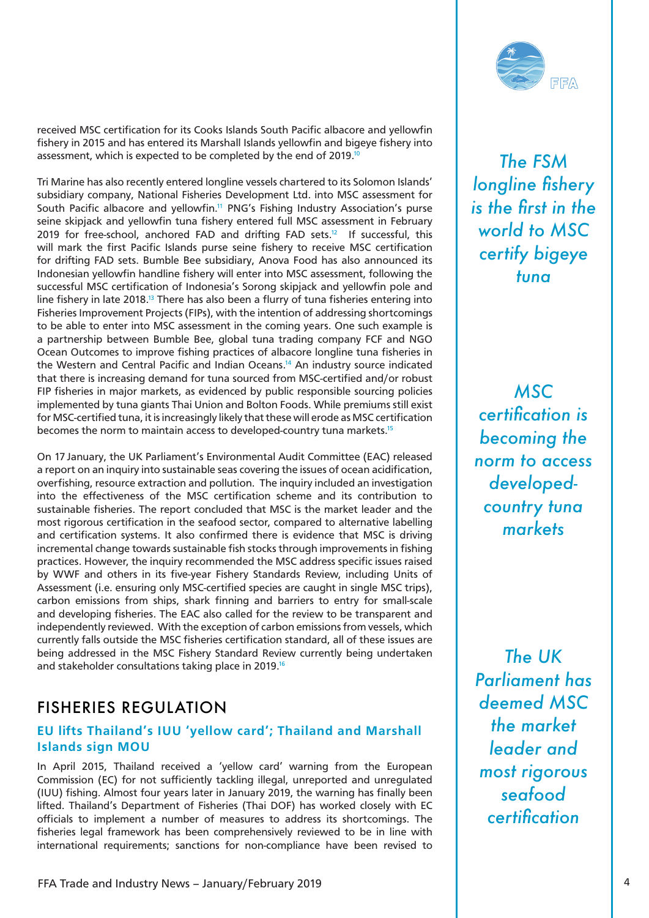received MSC certification for its Cooks Islands South Pacific albacore and yellowfin fishery in 2015 and has entered its Marshall Islands yellowfin and bigeye fishery into assessment, which is expected to be completed by the end of 2019.[10]

Tri Marine has also recently entered longline vessels chartered to its Solomon Islands' subsidiary company, National Fisheries Development Ltd. into MSC assessment for South Pacific albacore and yellowfin.[11] PNG's Fishing Industry Association's purse seine skipjack and yellowfin tuna fishery entered full MSC assessment in February 2019 for free-school, anchored FAD and drifting FAD sets.[12] If successful, this will mark the first Pacific Islands purse seine fishery to receive MSC certification for drifting FAD sets. Bumble Bee subsidiary, Anova Food has also announced its Indonesian yellowfin handline fishery will enter into MSC assessment, following the successful MSC certification of Indonesia's Sorong skipjack and yellowfin pole and line fishery in late 2018.[13] There has also been a flurry of tuna fisheries entering into Fisheries Improvement Projects (FIPs), with the intention of addressing shortcomings to be able to enter into MSC assessment in the coming years. One such example is a partnership between Bumble Bee, global tuna trading company FCF and NGO Ocean Outcomes to improve fishing practices of albacore longline tuna fisheries in the Western and Central Pacific and Indian Oceans.[14] An industry source indicated that there is increasing demand for tuna sourced from MSC-certified and/or robust FIP fisheries in major markets, as evidenced by public responsible sourcing policies implemented by tuna giants Thai Union and Bolton Foods. While premiums still exist for MSC-certified tuna, it is increasingly likely that these will erode as MSC certification becomes the norm to maintain access to developed-country tuna markets.[15]

On 17 January, the UK Parliament's Environmental Audit Committee (EAC) released a report on an inquiry into sustainable seas covering the issues of ocean acidification, overfishing, resource extraction and pollution. The inquiry included an investigation into the effectiveness of the MSC certification scheme and its contribution to sustainable fisheries. The report concluded that MSC is the market leader and the most rigorous certification in the seafood sector, compared to alternative labelling and certification systems. It also confirmed there is evidence that MSC is driving incremental change towards sustainable fish stocks through improvements in fishing practices. However, the inquiry recommended the MSC address specific issues raised by WWF and others in its five-year Fishery Standards Review, including Units of Assessment (i.e. ensuring only MSC-certified species are caught in single MSC trips), carbon emissions from ships, shark finning and barriers to entry for small-scale and developing fisheries. The EAC also called for the review to be transparent and independently reviewed. With the exception of carbon emissions from vessels, which currently falls outside the MSC fisheries certification standard, all of these issues are being addressed in the MSC Fishery Standard Review currently being undertaken and stakeholder consultations taking place in 2019.[16]

*The FSM longline fishery is the first in the world to MSC certify bigeye tuna*

*MSC certification is becoming the norm to access developed-country tuna markets*

*The UK Parliament has deemed MSC the market leader and most rigorous seafood certification*

## FISHERIES REGULATION

### EU lifts Thailand's IUU 'yellow card'; Thailand and Marshall Islands sign MOU

In April 2015, Thailand received a 'yellow card' warning from the European Commission (EC) for not sufficiently tackling illegal, unreported and unregulated (IUU) fishing. Almost four years later in January 2019, the warning has finally been lifted. Thailand's Department of Fisheries (Thai DOF) has worked closely with EC officials to implement a number of measures to address its shortcomings. The fisheries legal framework has been comprehensively reviewed to be in line with international requirements; sanctions for non-compliance have been revised to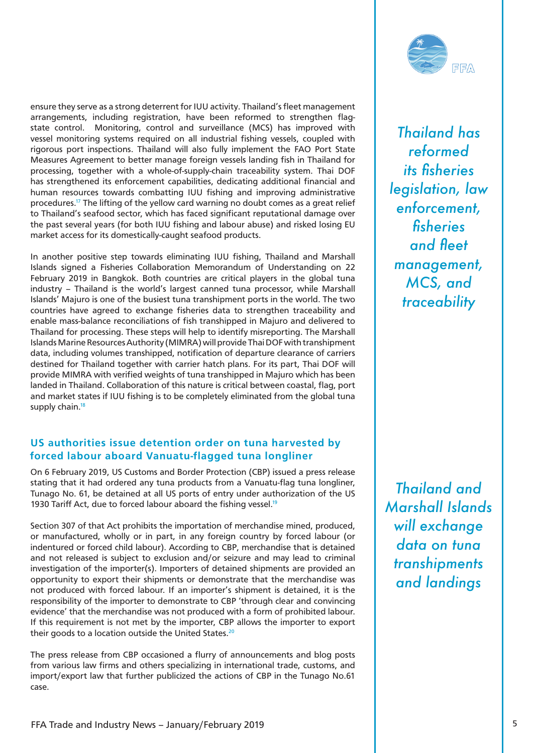ensure they serve as a strong deterrent for IUU activity. Thailand's fleet management arrangements, including registration, have been reformed to strengthen flag-state control. Monitoring, control and surveillance (MCS) has improved with vessel monitoring systems required on all industrial fishing vessels, coupled with rigorous port inspections. Thailand will also fully implement the FAO Port State Measures Agreement to better manage foreign vessels landing fish in Thailand for processing, together with a whole-of-supply-chain traceability system. Thai DOF has strengthened its enforcement capabilities, dedicating additional financial and human resources towards combatting IUU fishing and improving administrative procedures.[17] The lifting of the yellow card warning no doubt comes as a great relief to Thailand's seafood sector, which has faced significant reputational damage over the past several years (for both IUU fishing and labour abuse) and risked losing EU market access for its domestically-caught seafood products.

*Thailand has reformed its fisheries legislation, law enforcement, fisheries and fleet management, MCS, and traceability*

In another positive step towards eliminating IUU fishing, Thailand and Marshall Islands signed a Fisheries Collaboration Memorandum of Understanding on 22 February 2019 in Bangkok. Both countries are critical players in the global tuna industry – Thailand is the world's largest canned tuna processor, while Marshall Islands' Majuro is one of the busiest tuna transhipment ports in the world. The two countries have agreed to exchange fisheries data to strengthen traceability and enable mass-balance reconciliations of fish transhipped in Majuro and delivered to Thailand for processing. These steps will help to identify misreporting. The Marshall Islands Marine Resources Authority (MIMRA) will provide Thai DOF with transhipment data, including volumes transhipped, notification of departure clearance of carriers destined for Thailand together with carrier hatch plans. For its part, Thai DOF will provide MIMRA with verified weights of tuna transhipped in Majuro which has been landed in Thailand. Collaboration of this nature is critical between coastal, flag, port and market states if IUU fishing is to be completely eliminated from the global tuna supply chain.[18]

## US authorities issue detention order on tuna harvested by forced labour aboard Vanuatu-flagged tuna longliner

On 6 February 2019, US Customs and Border Protection (CBP) issued a press release stating that it had ordered any tuna products from a Vanuatu-flag tuna longliner, Tunago No. 61, be detained at all US ports of entry under authorization of the US 1930 Tariff Act, due to forced labour aboard the fishing vessel.[19]

*Thailand and Marshall Islands will exchange data on tuna transhipments and landings*

Section 307 of that Act prohibits the importation of merchandise mined, produced, or manufactured, wholly or in part, in any foreign country by forced labour (or indentured or forced child labour). According to CBP, merchandise that is detained and not released is subject to exclusion and/or seizure and may lead to criminal investigation of the importer(s). Importers of detained shipments are provided an opportunity to export their shipments or demonstrate that the merchandise was not produced with forced labour. If an importer's shipment is detained, it is the responsibility of the importer to demonstrate to CBP 'through clear and convincing evidence' that the merchandise was not produced with a form of prohibited labour. If this requirement is not met by the importer, CBP allows the importer to export their goods to a location outside the United States.[20]

The press release from CBP occasioned a flurry of announcements and blog posts from various law firms and others specializing in international trade, customs, and import/export law that further publicized the actions of CBP in the Tunago No.61 case.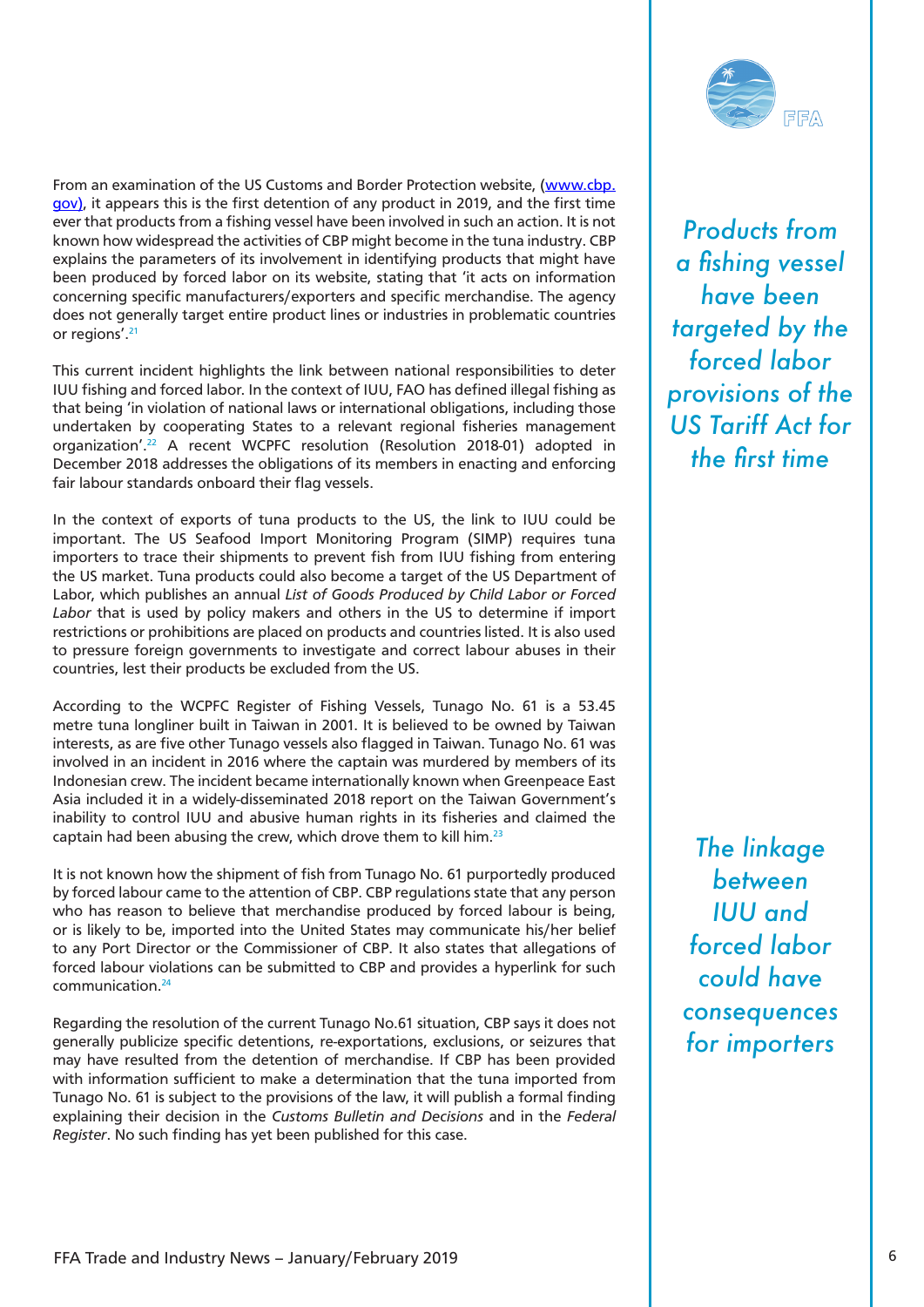From an examination of the US Customs and Border Protection website, (www.cbp.gov), it appears this is the first detention of any product in 2019, and the first time ever that products from a fishing vessel have been involved in such an action. It is not known how widespread the activities of CBP might become in the tuna industry. CBP explains the parameters of its involvement in identifying products that might have been produced by forced labor on its website, stating that 'it acts on information concerning specific manufacturers/exporters and specific merchandise. The agency does not generally target entire product lines or industries in problematic countries or regions'.[21]

*Products from a fishing vessel have been targeted by the forced labor provisions of the US Tariff Act for the first time*

This current incident highlights the link between national responsibilities to deter IUU fishing and forced labor. In the context of IUU, FAO has defined illegal fishing as that being 'in violation of national laws or international obligations, including those undertaken by cooperating States to a relevant regional fisheries management organization'.[22] A recent WCPFC resolution (Resolution 2018-01) adopted in December 2018 addresses the obligations of its members in enacting and enforcing fair labour standards onboard their flag vessels.

In the context of exports of tuna products to the US, the link to IUU could be important. The US Seafood Import Monitoring Program (SIMP) requires tuna importers to trace their shipments to prevent fish from IUU fishing from entering the US market. Tuna products could also become a target of the US Department of Labor, which publishes an annual *List of Goods Produced by Child Labor or Forced Labor* that is used by policy makers and others in the US to determine if import restrictions or prohibitions are placed on products and countries listed. It is also used to pressure foreign governments to investigate and correct labour abuses in their countries, lest their products be excluded from the US.

According to the WCPFC Register of Fishing Vessels, Tunago No. 61 is a 53.45 metre tuna longliner built in Taiwan in 2001. It is believed to be owned by Taiwan interests, as are five other Tunago vessels also flagged in Taiwan. Tunago No. 61 was involved in an incident in 2016 where the captain was murdered by members of its Indonesian crew. The incident became internationally known when Greenpeace East Asia included it in a widely-disseminated 2018 report on the Taiwan Government's inability to control IUU and abusive human rights in its fisheries and claimed the captain had been abusing the crew, which drove them to kill him.[23]

*The linkage between IUU and forced labor could have consequences for importers*

It is not known how the shipment of fish from Tunago No. 61 purportedly produced by forced labour came to the attention of CBP. CBP regulations state that any person who has reason to believe that merchandise produced by forced labour is being, or is likely to be, imported into the United States may communicate his/her belief to any Port Director or the Commissioner of CBP. It also states that allegations of forced labour violations can be submitted to CBP and provides a hyperlink for such communication.[24]

Regarding the resolution of the current Tunago No.61 situation, CBP says it does not generally publicize specific detentions, re-exportations, exclusions, or seizures that may have resulted from the detention of merchandise. If CBP has been provided with information sufficient to make a determination that the tuna imported from Tunago No. 61 is subject to the provisions of the law, it will publish a formal finding explaining their decision in the *Customs Bulletin and Decisions* and in the *Federal Register*. No such finding has yet been published for this case.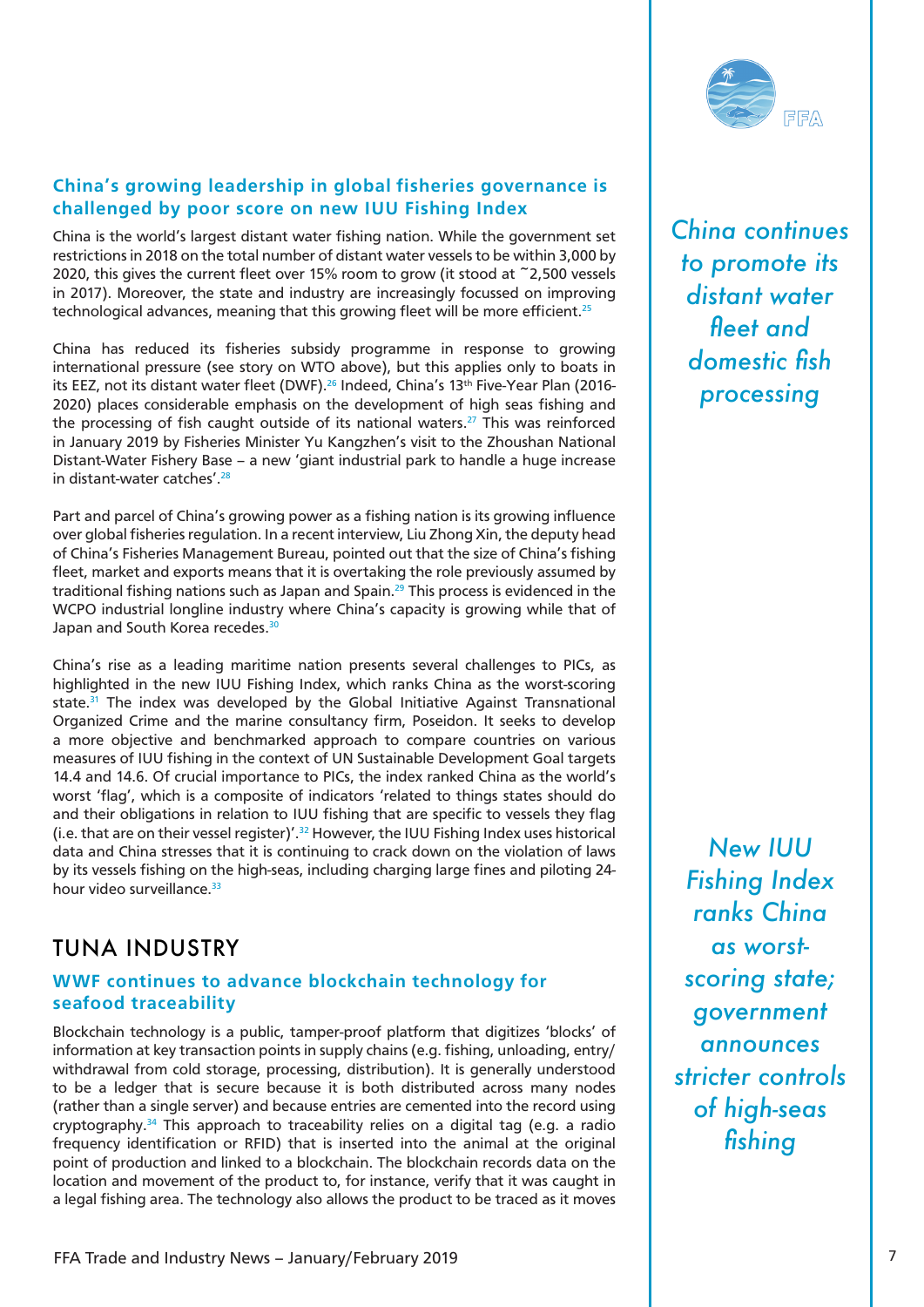### China's growing leadership in global fisheries governance is challenged by poor score on new IUU Fishing Index

China is the world's largest distant water fishing nation. While the government set restrictions in 2018 on the total number of distant water vessels to be within 3,000 by 2020, this gives the current fleet over 15% room to grow (it stood at ~2,500 vessels in 2017). Moreover, the state and industry are increasingly focussed on improving technological advances, meaning that this growing fleet will be more efficient.[25]

China has reduced its fisheries subsidy programme in response to growing international pressure (see story on WTO above), but this applies only to boats in its EEZ, not its distant water fleet (DWF).[26] Indeed, China's 13th Five-Year Plan (2016-2020) places considerable emphasis on the development of high seas fishing and the processing of fish caught outside of its national waters.[27] This was reinforced in January 2019 by Fisheries Minister Yu Kangzhen's visit to the Zhoushan National Distant-Water Fishery Base – a new 'giant industrial park to handle a huge increase in distant-water catches'.[28]

*China continues to promote its distant water fleet and domestic fish processing*

Part and parcel of China's growing power as a fishing nation is its growing influence over global fisheries regulation. In a recent interview, Liu Zhong Xin, the deputy head of China's Fisheries Management Bureau, pointed out that the size of China's fishing fleet, market and exports means that it is overtaking the role previously assumed by traditional fishing nations such as Japan and Spain.[29] This process is evidenced in the WCPO industrial longline industry where China's capacity is growing while that of Japan and South Korea recedes.[30]

China's rise as a leading maritime nation presents several challenges to PICs, as highlighted in the new IUU Fishing Index, which ranks China as the worst-scoring state.[31] The index was developed by the Global Initiative Against Transnational Organized Crime and the marine consultancy firm, Poseidon. It seeks to develop a more objective and benchmarked approach to compare countries on various measures of IUU fishing in the context of UN Sustainable Development Goal targets 14.4 and 14.6. Of crucial importance to PICs, the index ranked China as the world's worst 'flag', which is a composite of indicators 'related to things states should do and their obligations in relation to IUU fishing that are specific to vessels they flag (i.e. that are on their vessel register)'.[32] However, the IUU Fishing Index uses historical data and China stresses that it is continuing to crack down on the violation of laws by its vessels fishing on the high-seas, including charging large fines and piloting 24-hour video surveillance.[33]

*New IUU Fishing Index ranks China as worst-scoring state; government announces stricter controls of high-seas fishing*

## TUNA INDUSTRY

### WWF continues to advance blockchain technology for seafood traceability

Blockchain technology is a public, tamper-proof platform that digitizes 'blocks' of information at key transaction points in supply chains (e.g. fishing, unloading, entry/withdrawal from cold storage, processing, distribution). It is generally understood to be a ledger that is secure because it is both distributed across many nodes (rather than a single server) and because entries are cemented into the record using cryptography.[34] This approach to traceability relies on a digital tag (e.g. a radio frequency identification or RFID) that is inserted into the animal at the original point of production and linked to a blockchain. The blockchain records data on the location and movement of the product to, for instance, verify that it was caught in a legal fishing area. The technology also allows the product to be traced as it moves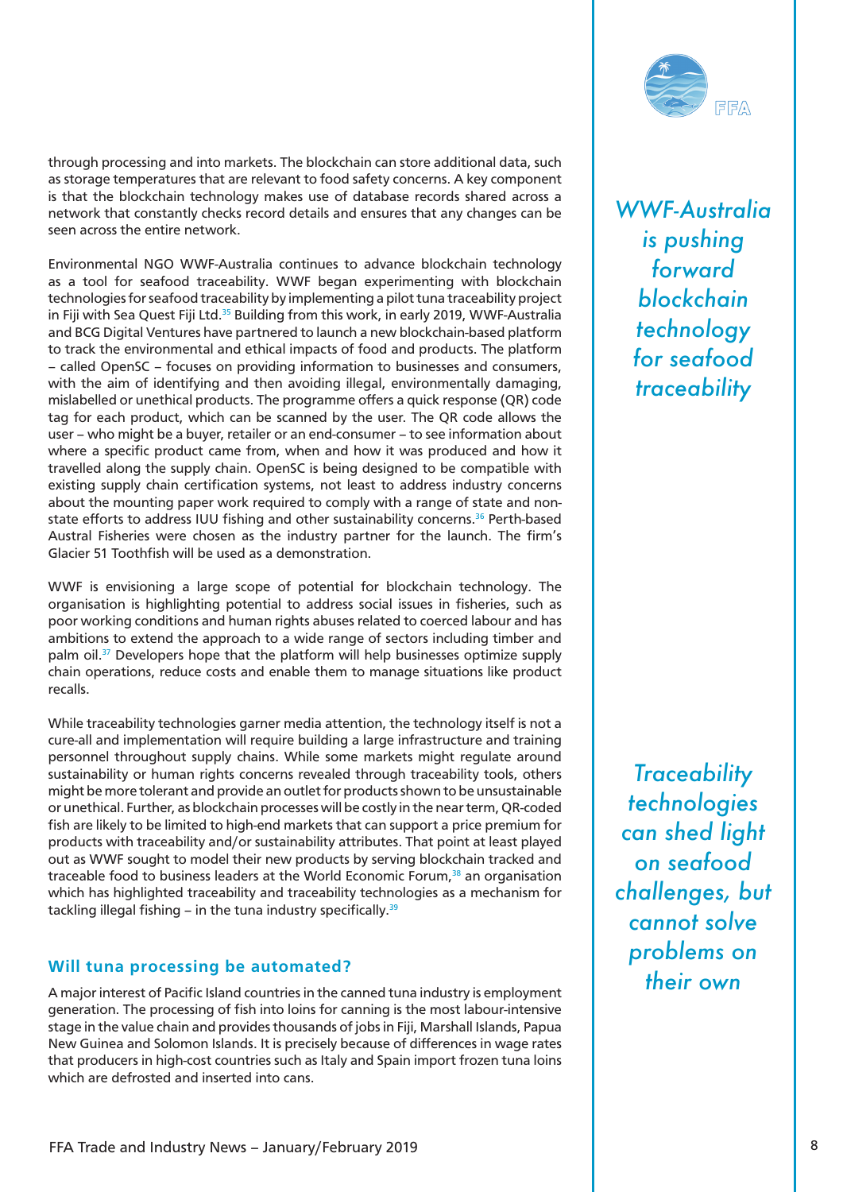through processing and into markets. The blockchain can store additional data, such as storage temperatures that are relevant to food safety concerns. A key component is that the blockchain technology makes use of database records shared across a network that constantly checks record details and ensures that any changes can be seen across the entire network.

*WWF-Australia is pushing forward blockchain technology for seafood traceability*

Environmental NGO WWF-Australia continues to advance blockchain technology as a tool for seafood traceability. WWF began experimenting with blockchain technologies for seafood traceability by implementing a pilot tuna traceability project in Fiji with Sea Quest Fiji Ltd.[35] Building from this work, in early 2019, WWF-Australia and BCG Digital Ventures have partnered to launch a new blockchain-based platform to track the environmental and ethical impacts of food and products. The platform – called OpenSC – focuses on providing information to businesses and consumers, with the aim of identifying and then avoiding illegal, environmentally damaging, mislabelled or unethical products. The programme offers a quick response (QR) code tag for each product, which can be scanned by the user. The QR code allows the user – who might be a buyer, retailer or an end-consumer – to see information about where a specific product came from, when and how it was produced and how it travelled along the supply chain. OpenSC is being designed to be compatible with existing supply chain certification systems, not least to address industry concerns about the mounting paper work required to comply with a range of state and non-state efforts to address IUU fishing and other sustainability concerns.[36] Perth-based Austral Fisheries were chosen as the industry partner for the launch. The firm's Glacier 51 Toothfish will be used as a demonstration.

WWF is envisioning a large scope of potential for blockchain technology. The organisation is highlighting potential to address social issues in fisheries, such as poor working conditions and human rights abuses related to coerced labour and has ambitions to extend the approach to a wide range of sectors including timber and palm oil.[37] Developers hope that the platform will help businesses optimize supply chain operations, reduce costs and enable them to manage situations like product recalls.

While traceability technologies garner media attention, the technology itself is not a cure-all and implementation will require building a large infrastructure and training personnel throughout supply chains. While some markets might regulate around sustainability or human rights concerns revealed through traceability tools, others might be more tolerant and provide an outlet for products shown to be unsustainable or unethical. Further, as blockchain processes will be costly in the near term, QR-coded fish are likely to be limited to high-end markets that can support a price premium for products with traceability and/or sustainability attributes. That point at least played out as WWF sought to model their new products by serving blockchain tracked and traceable food to business leaders at the World Economic Forum,[38] an organisation which has highlighted traceability and traceability technologies as a mechanism for tackling illegal fishing – in the tuna industry specifically.[39]

*Traceability technologies can shed light on seafood challenges, but cannot solve problems on their own*

## Will tuna processing be automated?

A major interest of Pacific Island countries in the canned tuna industry is employment generation. The processing of fish into loins for canning is the most labour-intensive stage in the value chain and provides thousands of jobs in Fiji, Marshall Islands, Papua New Guinea and Solomon Islands. It is precisely because of differences in wage rates that producers in high-cost countries such as Italy and Spain import frozen tuna loins which are defrosted and inserted into cans.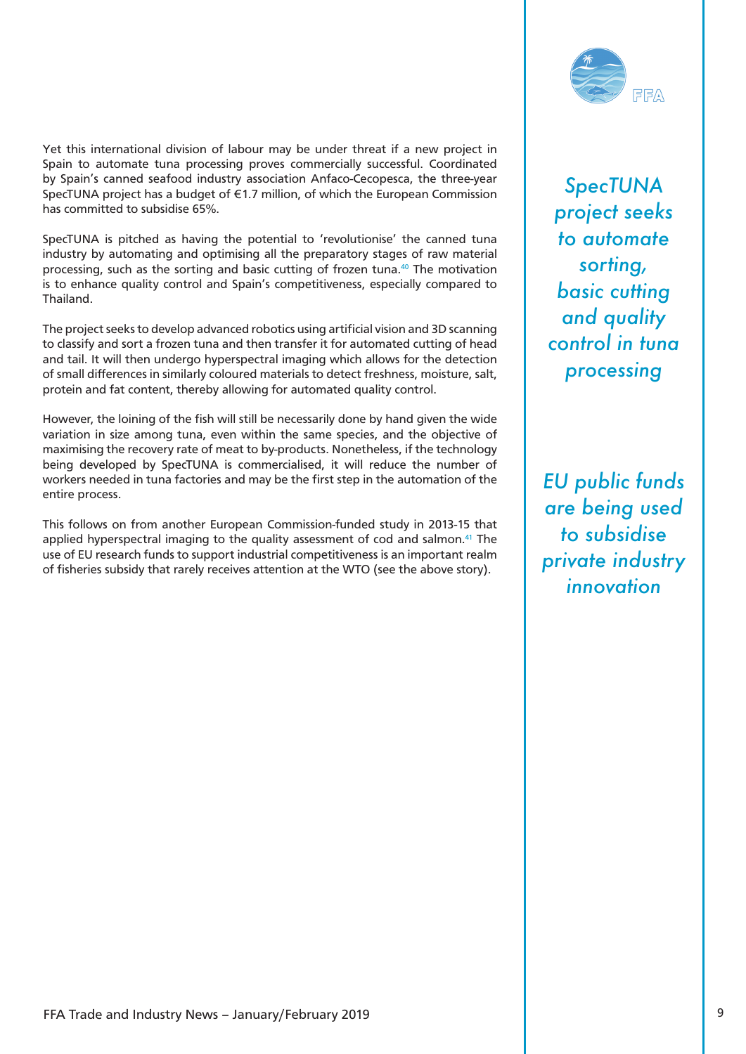Yet this international division of labour may be under threat if a new project in Spain to automate tuna processing proves commercially successful. Coordinated by Spain's canned seafood industry association Anfaco-Cecopesca, the three-year SpecTUNA project has a budget of €1.7 million, of which the European Commission has committed to subsidise 65%.

SpecTUNA is pitched as having the potential to 'revolutionise' the canned tuna industry by automating and optimising all the preparatory stages of raw material processing, such as the sorting and basic cutting of frozen tuna.[40] The motivation is to enhance quality control and Spain's competitiveness, especially compared to Thailand.

The project seeks to develop advanced robotics using artificial vision and 3D scanning to classify and sort a frozen tuna and then transfer it for automated cutting of head and tail. It will then undergo hyperspectral imaging which allows for the detection of small differences in similarly coloured materials to detect freshness, moisture, salt, protein and fat content, thereby allowing for automated quality control.

However, the loining of the fish will still be necessarily done by hand given the wide variation in size among tuna, even within the same species, and the objective of maximising the recovery rate of meat to by-products. Nonetheless, if the technology being developed by SpecTUNA is commercialised, it will reduce the number of workers needed in tuna factories and may be the first step in the automation of the entire process.

This follows on from another European Commission-funded study in 2013-15 that applied hyperspectral imaging to the quality assessment of cod and salmon.[41] The use of EU research funds to support industrial competitiveness is an important realm of fisheries subsidy that rarely receives attention at the WTO (see the above story).

*SpecTUNA project seeks to automate sorting, basic cutting and quality control in tuna processing*

*EU public funds are being used to subsidise private industry innovation*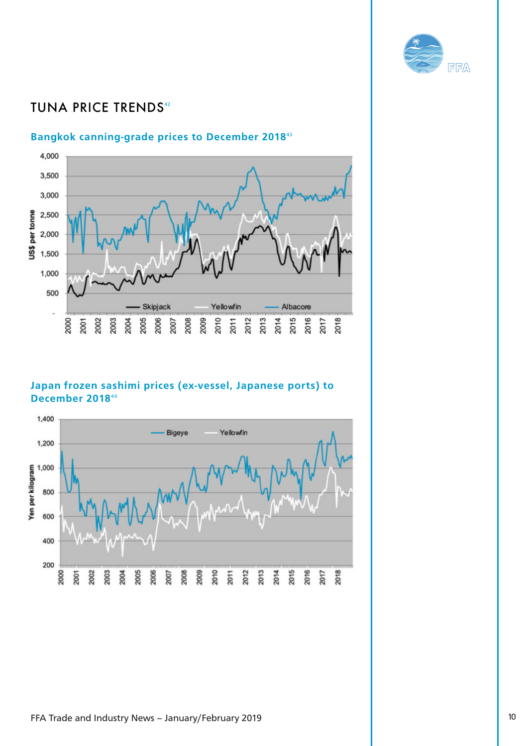# TUNA PRICE TRENDS[42]

## Bangkok canning-grade prices to December 2018[43]

## Japan frozen sashimi prices (ex-vessel, Japanese ports) to December 2018[44]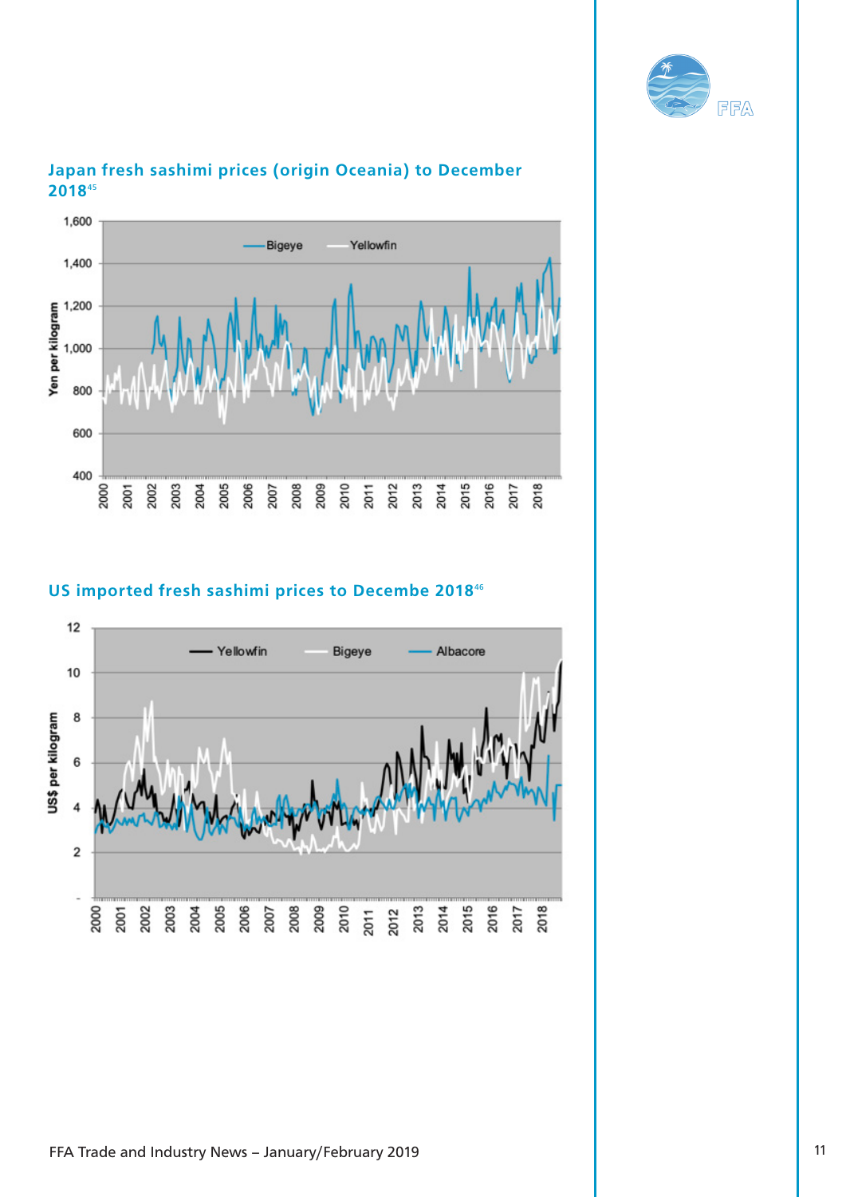## Japan fresh sashimi prices (origin Oceania) to December 2018[45]

## US imported fresh sashimi prices to Decembe 2018[46]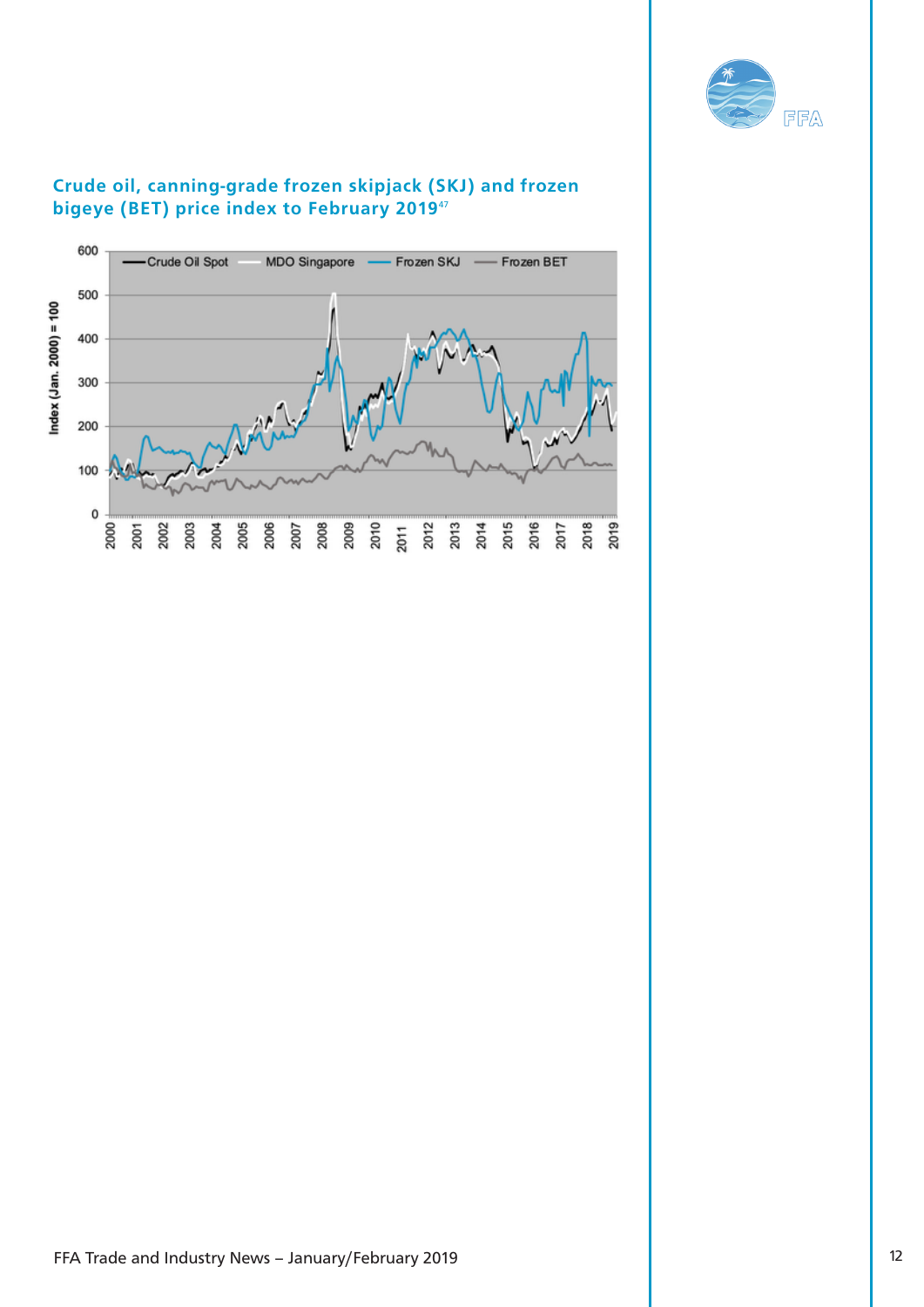### Crude oil, canning-grade frozen skipjack (SKJ) and frozen bigeye (BET) price index to February 2019[47]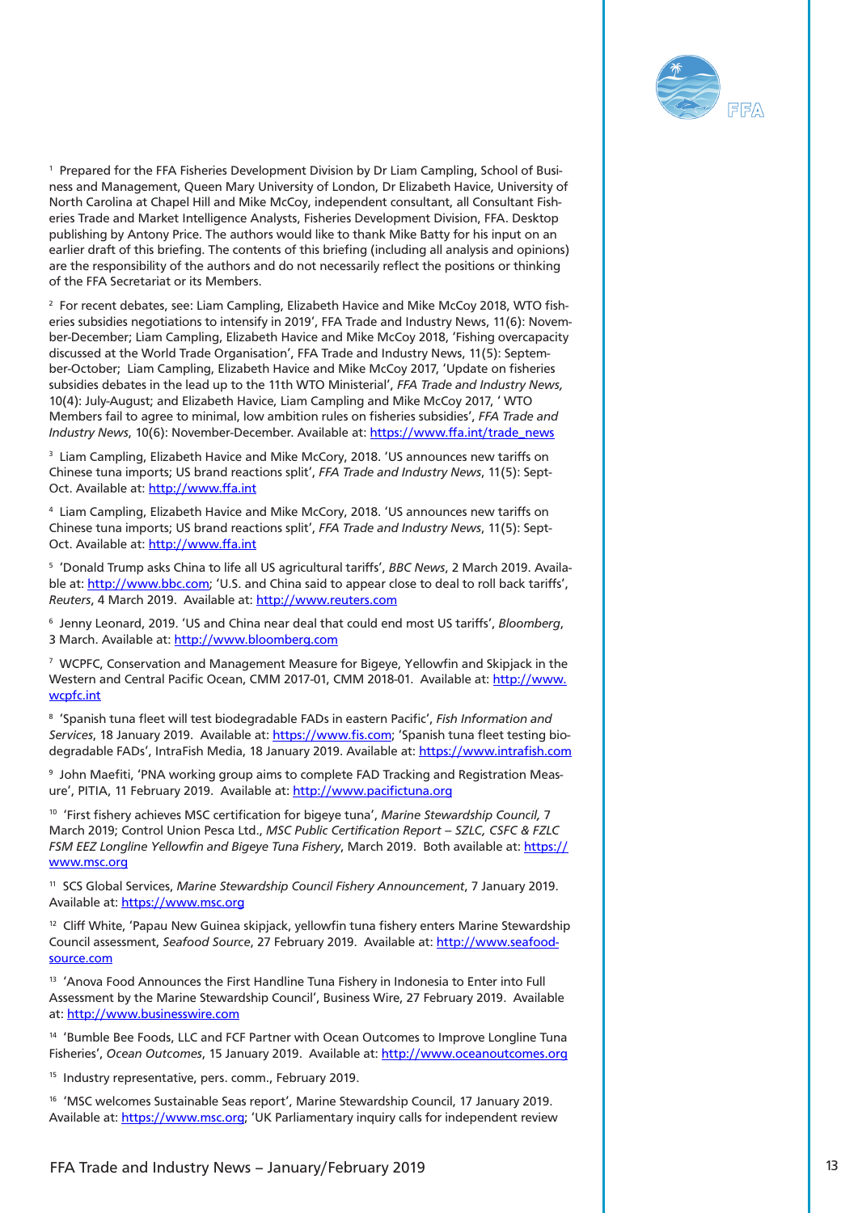[1] Prepared for the FFA Fisheries Development Division by Dr Liam Campling, School of Business and Management, Queen Mary University of London, Dr Elizabeth Havice, University of North Carolina at Chapel Hill and Mike McCoy, independent consultant, all Consultant Fisheries Trade and Market Intelligence Analysts, Fisheries Development Division, FFA. Desktop publishing by Antony Price. The authors would like to thank Mike Batty for his input on an earlier draft of this briefing. The contents of this briefing (including all analysis and opinions) are the responsibility of the authors and do not necessarily reflect the positions or thinking of the FFA Secretariat or its Members.

[2] For recent debates, see: Liam Campling, Elizabeth Havice and Mike McCoy 2018, WTO fisheries subsidies negotiations to intensify in 2019', FFA Trade and Industry News, 11(6): November-December; Liam Campling, Elizabeth Havice and Mike McCoy 2018, 'Fishing overcapacity discussed at the World Trade Organisation', FFA Trade and Industry News, 11(5): September-October; Liam Campling, Elizabeth Havice and Mike McCoy 2017, 'Update on fisheries subsidies debates in the lead up to the 11th WTO Ministerial', *FFA Trade and Industry News,* 10(4): July-August; and Elizabeth Havice, Liam Campling and Mike McCoy 2017, ' WTO Members fail to agree to minimal, low ambition rules on fisheries subsidies', *FFA Trade and Industry News*, 10(6): November-December. Available at: https://www.ffa.int/trade_news

[3] Liam Campling, Elizabeth Havice and Mike McCory, 2018. 'US announces new tariffs on Chinese tuna imports; US brand reactions split', *FFA Trade and Industry News*, 11(5): Sept-Oct. Available at: http://www.ffa.int

[4] Liam Campling, Elizabeth Havice and Mike McCory, 2018. 'US announces new tariffs on Chinese tuna imports; US brand reactions split', *FFA Trade and Industry News*, 11(5): Sept-Oct. Available at: http://www.ffa.int

[5] 'Donald Trump asks China to life all US agricultural tariffs', *BBC News*, 2 March 2019. Available at: http://www.bbc.com; 'U.S. and China said to appear close to deal to roll back tariffs', *Reuters*, 4 March 2019. Available at: http://www.reuters.com

[6] Jenny Leonard, 2019. 'US and China near deal that could end most US tariffs', *Bloomberg*, 3 March. Available at: http://www.bloomberg.com

[7] WCPFC, Conservation and Management Measure for Bigeye, Yellowfin and Skipjack in the Western and Central Pacific Ocean, CMM 2017-01, CMM 2018-01. Available at: http://www.wcpfc.int

[8] 'Spanish tuna fleet will test biodegradable FADs in eastern Pacific', *Fish Information and Services*, 18 January 2019. Available at: https://www.fis.com; 'Spanish tuna fleet testing biodegradable FADs', IntraFish Media, 18 January 2019. Available at: https://www.intrafish.com

[9] John Maefiti, 'PNA working group aims to complete FAD Tracking and Registration Measure', PITIA, 11 February 2019. Available at: http://www.pacifictuna.org

[10] 'First fishery achieves MSC certification for bigeye tuna', *Marine Stewardship Council,* 7 March 2019; Control Union Pesca Ltd., *MSC Public Certification Report – SZLC, CSFC & FZLC FSM EEZ Longline Yellowfin and Bigeye Tuna Fishery*, March 2019. Both available at: https://www.msc.org

[11] SCS Global Services, *Marine Stewardship Council Fishery Announcement*, 7 January 2019. Available at: https://www.msc.org

[12] Cliff White, 'Papau New Guinea skipjack, yellowfin tuna fishery enters Marine Stewardship Council assessment, *Seafood Source*, 27 February 2019. Available at: http://www.seafoodsource.com

[13] 'Anova Food Announces the First Handline Tuna Fishery in Indonesia to Enter into Full Assessment by the Marine Stewardship Council', Business Wire, 27 February 2019. Available at: http://www.businesswire.com

[14] 'Bumble Bee Foods, LLC and FCF Partner with Ocean Outcomes to Improve Longline Tuna Fisheries', *Ocean Outcomes*, 15 January 2019. Available at: http://www.oceanoutcomes.org

[15] Industry representative, pers. comm., February 2019.

[16] 'MSC welcomes Sustainable Seas report', Marine Stewardship Council, 17 January 2019. Available at: https://www.msc.org; 'UK Parliamentary inquiry calls for independent review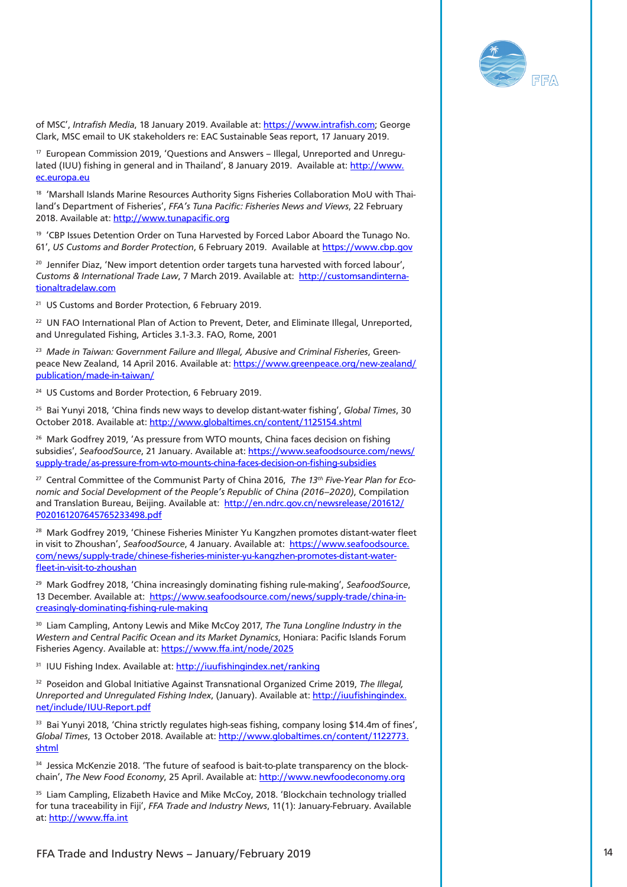of MSC', *Intrafish Media*, 18 January 2019. Available at: https://www.intrafish.com; George Clark, MSC email to UK stakeholders re: EAC Sustainable Seas report, 17 January 2019.

[17] European Commission 2019, 'Questions and Answers – Illegal, Unreported and Unregulated (IUU) fishing in general and in Thailand', 8 January 2019. Available at: http://www.ec.europa.eu

[18] 'Marshall Islands Marine Resources Authority Signs Fisheries Collaboration MoU with Thailand's Department of Fisheries', *FFA's Tuna Pacific: Fisheries News and Views*, 22 February 2018. Available at: http://www.tunapacific.org

[19] 'CBP Issues Detention Order on Tuna Harvested by Forced Labor Aboard the Tunago No. 61', *US Customs and Border Protection*, 6 February 2019. Available at https://www.cbp.gov

[20] Jennifer Diaz, 'New import detention order targets tuna harvested with forced labour', *Customs & International Trade Law*, 7 March 2019. Available at: http://customsandinternationaltradelaw.com

[21] US Customs and Border Protection, 6 February 2019.

[22] UN FAO International Plan of Action to Prevent, Deter, and Eliminate Illegal, Unreported, and Unregulated Fishing, Articles 3.1-3.3. FAO, Rome, 2001

[23] *Made in Taiwan: Government Failure and Illegal, Abusive and Criminal Fisheries*, Greenpeace New Zealand, 14 April 2016. Available at: https://www.greenpeace.org/new-zealand/publication/made-in-taiwan/

[24] US Customs and Border Protection, 6 February 2019.

[25] Bai Yunyi 2018, 'China finds new ways to develop distant-water fishing', *Global Times*, 30 October 2018. Available at: http://www.globaltimes.cn/content/1125154.shtml

[26] Mark Godfrey 2019, 'As pressure from WTO mounts, China faces decision on fishing subsidies', *SeafoodSource*, 21 January. Available at: https://www.seafoodsource.com/news/supply-trade/as-pressure-from-wto-mounts-china-faces-decision-on-fishing-subsidies

[27] Central Committee of the Communist Party of China 2016, *The 13th Five-Year Plan for Economic and Social Development of the People's Republic of China (2016–2020)*, Compilation and Translation Bureau, Beijing. Available at: http://en.ndrc.gov.cn/newsrelease/201612/P020161207645765233498.pdf

[28] Mark Godfrey 2019, 'Chinese Fisheries Minister Yu Kangzhen promotes distant-water fleet in visit to Zhoushan', *SeafoodSource*, 4 January. Available at: https://www.seafoodsource.com/news/supply-trade/chinese-fisheries-minister-yu-kangzhen-promotes-distant-water-fleet-in-visit-to-zhoushan

[29] Mark Godfrey 2018, 'China increasingly dominating fishing rule-making', *SeafoodSource*, 13 December. Available at: https://www.seafoodsource.com/news/supply-trade/china-increasingly-dominating-fishing-rule-making

[30] Liam Campling, Antony Lewis and Mike McCoy 2017, *The Tuna Longline Industry in the Western and Central Pacific Ocean and its Market Dynamics*, Honiara: Pacific Islands Forum Fisheries Agency. Available at: https://www.ffa.int/node/2025

[31] IUU Fishing Index. Available at: http://iuufishingindex.net/ranking

[32] Poseidon and Global Initiative Against Transnational Organized Crime 2019, *The Illegal, Unreported and Unregulated Fishing Index*, (January). Available at: http://iuufishingindex.net/include/IUU-Report.pdf

[33] Bai Yunyi 2018, 'China strictly regulates high-seas fishing, company losing $14.4m of fines', *Global Times*, 13 October 2018. Available at: http://www.globaltimes.cn/content/1122773.shtml

[34] Jessica McKenzie 2018. 'The future of seafood is bait-to-plate transparency on the blockchain', *The New Food Economy*, 25 April. Available at: http://www.newfoodeconomy.org

[35] Liam Campling, Elizabeth Havice and Mike McCoy, 2018. 'Blockchain technology trialled for tuna traceability in Fiji', *FFA Trade and Industry News*, 11(1): January-February. Available at: http://www.ffa.int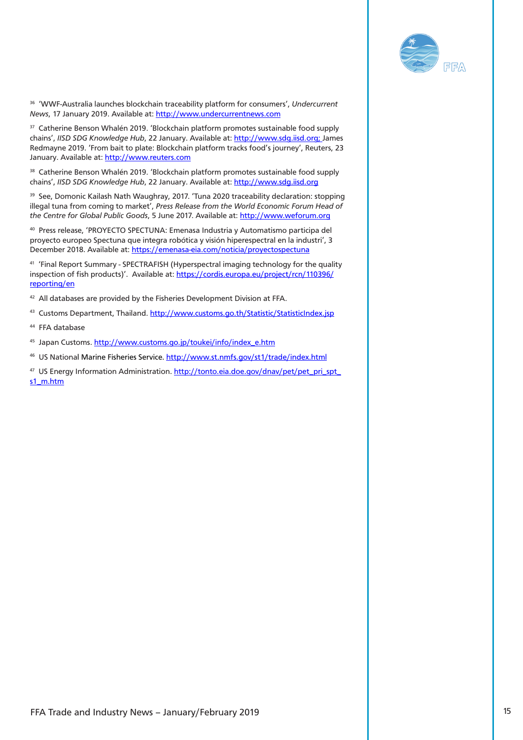[36] 'WWF-Australia launches blockchain traceability platform for consumers', *Undercurrent News*, 17 January 2019. Available at: http://www.undercurrentnews.com

[37] Catherine Benson Whalén 2019. 'Blockchain platform promotes sustainable food supply chains', *IISD SDG Knowledge Hub*, 22 January. Available at: http://www.sdg.iisd.org; James Redmayne 2019. 'From bait to plate: Blockchain platform tracks food's journey', Reuters, 23 January. Available at: http://www.reuters.com

[38] Catherine Benson Whalén 2019. 'Blockchain platform promotes sustainable food supply chains', *IISD SDG Knowledge Hub*, 22 January. Available at: http://www.sdg.iisd.org

[39] See, Domonic Kailash Nath Waughray, 2017. 'Tuna 2020 traceability declaration: stopping illegal tuna from coming to market', *Press Release from the World Economic Forum Head of the Centre for Global Public Goods*, 5 June 2017. Available at: http://www.weforum.org

[40] Press release, 'PROYECTO SPECTUNA: Emenasa Industria y Automatismo participa del proyecto europeo Spectuna que integra robótica y visión hiperespectral en la industri', 3 December 2018. Available at: https://emenasa-eia.com/noticia/proyectospectuna

[41] 'Final Report Summary - SPECTRAFISH (Hyperspectral imaging technology for the quality inspection of fish products)'. Available at: https://cordis.europa.eu/project/rcn/110396/reporting/en

[42] All databases are provided by the Fisheries Development Division at FFA.

[43] Customs Department, Thailand. http://www.customs.go.th/Statistic/StatisticIndex.jsp

[44] FFA database

[45] Japan Customs. http://www.customs.go.jp/toukei/info/index_e.htm

[46] US National Marine Fisheries Service. http://www.st.nmfs.gov/st1/trade/index.html

[47] US Energy Information Administration. http://tonto.eia.doe.gov/dnav/pet/pet_pri_spt_s1_m.htm